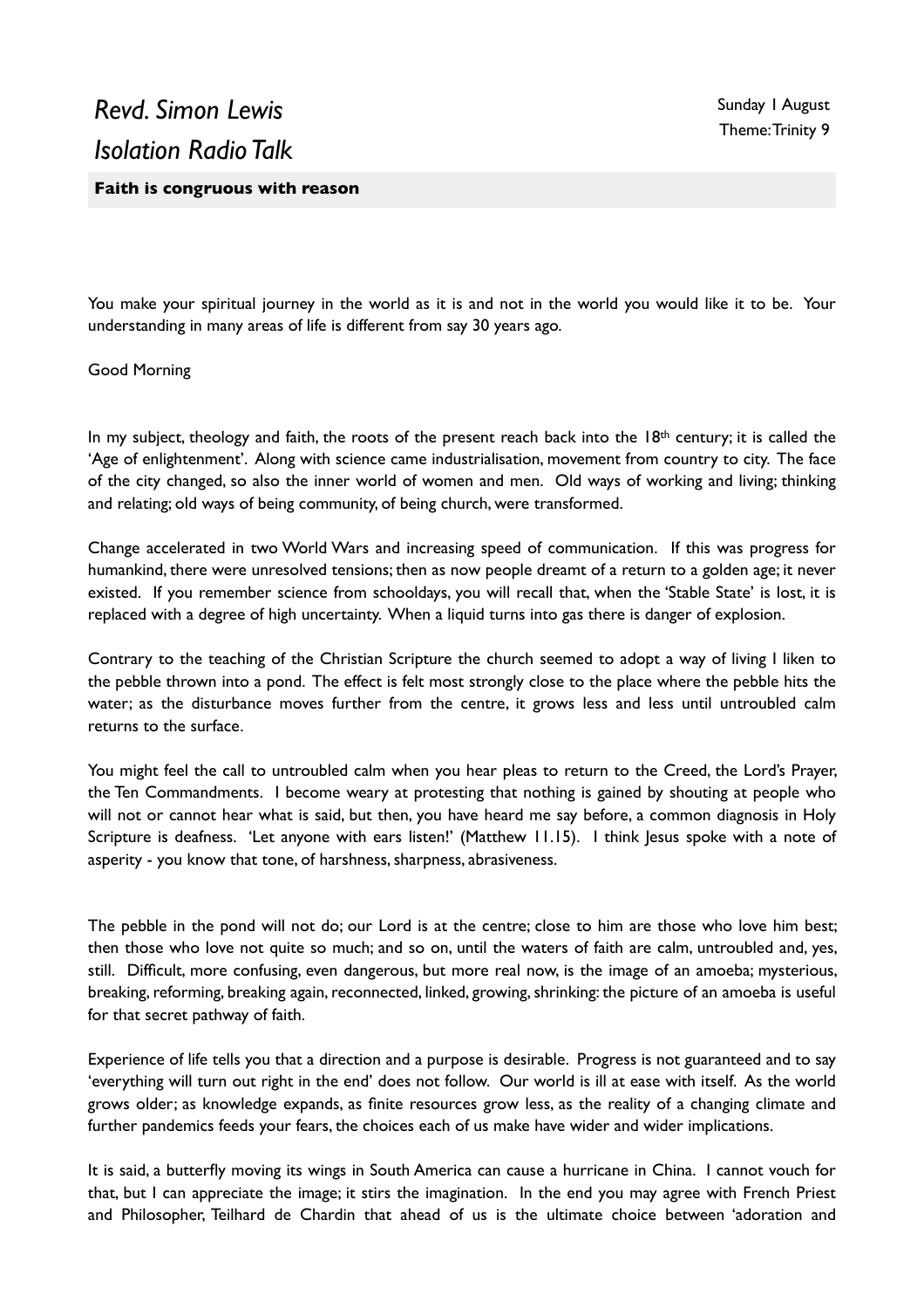# *Revd. Simon Lewis*
# *Isolation Radio Talk*

Sunday 1 August
Theme: Trinity 9

**Faith is congruous with reason**

You make your spiritual journey in the world as it is and not in the world you would like it to be. Your understanding in many areas of life is different from say 30 years ago.

Good Morning

In my subject, theology and faith, the roots of the present reach back into the 18th century; it is called the 'Age of enlightenment'. Along with science came industrialisation, movement from country to city. The face of the city changed, so also the inner world of women and men. Old ways of working and living; thinking and relating; old ways of being community, of being church, were transformed.

Change accelerated in two World Wars and increasing speed of communication. If this was progress for humankind, there were unresolved tensions; then as now people dreamt of a return to a golden age; it never existed. If you remember science from schooldays, you will recall that, when the 'Stable State' is lost, it is replaced with a degree of high uncertainty. When a liquid turns into gas there is danger of explosion.

Contrary to the teaching of the Christian Scripture the church seemed to adopt a way of living I liken to the pebble thrown into a pond. The effect is felt most strongly close to the place where the pebble hits the water; as the disturbance moves further from the centre, it grows less and less until untroubled calm returns to the surface.

You might feel the call to untroubled calm when you hear pleas to return to the Creed, the Lord's Prayer, the Ten Commandments. I become weary at protesting that nothing is gained by shouting at people who will not or cannot hear what is said, but then, you have heard me say before, a common diagnosis in Holy Scripture is deafness. 'Let anyone with ears listen!' (Matthew 11.15). I think Jesus spoke with a note of asperity - you know that tone, of harshness, sharpness, abrasiveness.

The pebble in the pond will not do; our Lord is at the centre; close to him are those who love him best; then those who love not quite so much; and so on, until the waters of faith are calm, untroubled and, yes, still. Difficult, more confusing, even dangerous, but more real now, is the image of an amoeba; mysterious, breaking, reforming, breaking again, reconnected, linked, growing, shrinking: the picture of an amoeba is useful for that secret pathway of faith.

Experience of life tells you that a direction and a purpose is desirable. Progress is not guaranteed and to say 'everything will turn out right in the end' does not follow. Our world is ill at ease with itself. As the world grows older; as knowledge expands, as finite resources grow less, as the reality of a changing climate and further pandemics feeds your fears, the choices each of us make have wider and wider implications.

It is said, a butterfly moving its wings in South America can cause a hurricane in China. I cannot vouch for that, but I can appreciate the image; it stirs the imagination. In the end you may agree with French Priest and Philosopher, Teilhard de Chardin that ahead of us is the ultimate choice between 'adoration and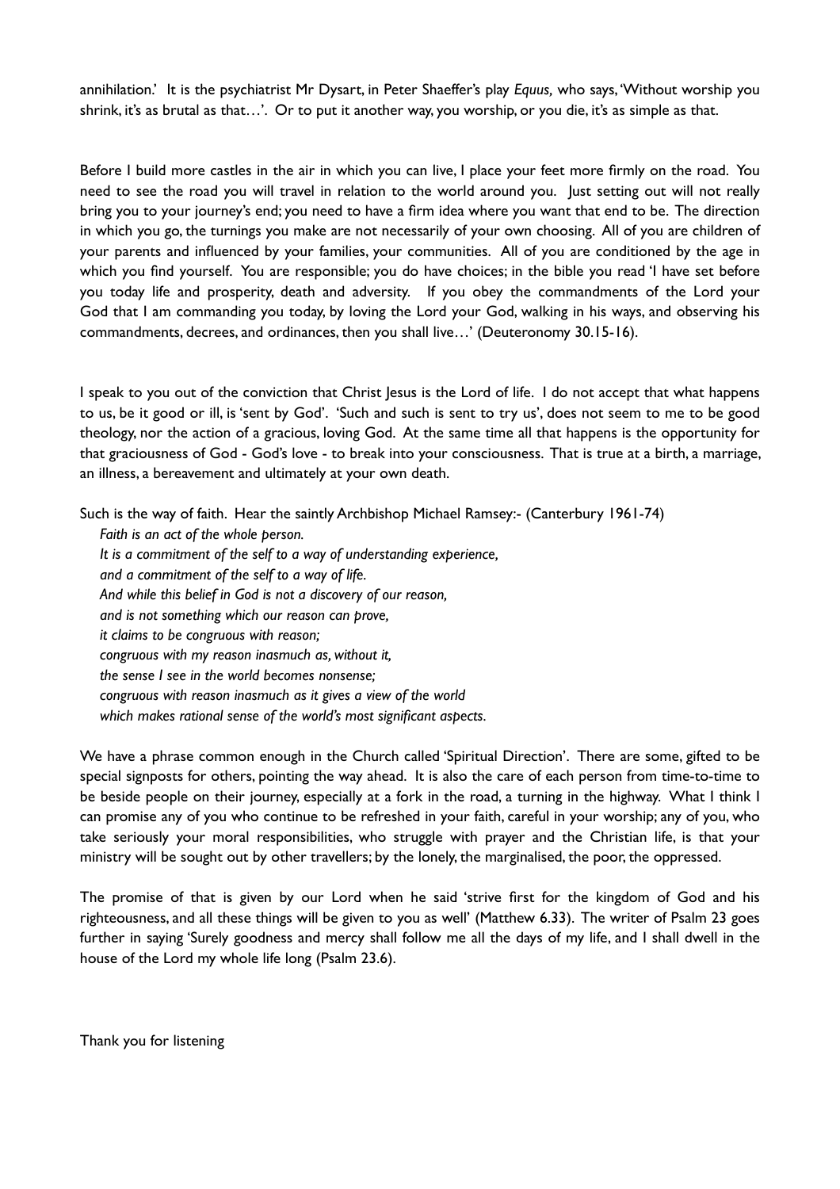annihilation.' It is the psychiatrist Mr Dysart, in Peter Shaeffer's play *Equus,* who says, 'Without worship you shrink, it's as brutal as that…'. Or to put it another way, you worship, or you die, it's as simple as that.

Before I build more castles in the air in which you can live, I place your feet more firmly on the road. You need to see the road you will travel in relation to the world around you. Just setting out will not really bring you to your journey's end; you need to have a firm idea where you want that end to be. The direction in which you go, the turnings you make are not necessarily of your own choosing. All of you are children of your parents and influenced by your families, your communities. All of you are conditioned by the age in which you find yourself. You are responsible; you do have choices; in the bible you read 'I have set before you today life and prosperity, death and adversity. If you obey the commandments of the Lord your God that I am commanding you today, by loving the Lord your God, walking in his ways, and observing his commandments, decrees, and ordinances, then you shall live…' (Deuteronomy 30.15-16).

I speak to you out of the conviction that Christ Jesus is the Lord of life. I do not accept that what happens to us, be it good or ill, is 'sent by God'. 'Such and such is sent to try us', does not seem to me to be good theology, nor the action of a gracious, loving God. At the same time all that happens is the opportunity for that graciousness of God - God's love - to break into your consciousness. That is true at a birth, a marriage, an illness, a bereavement and ultimately at your own death.

Such is the way of faith. Hear the saintly Archbishop Michael Ramsey:- (Canterbury 1961-74)

> *Faith is an act of the whole person.*
> *It is a commitment of the self to a way of understanding experience,*
> *and a commitment of the self to a way of life.*
> *And while this belief in God is not a discovery of our reason,*
> *and is not something which our reason can prove,*
> *it claims to be congruous with reason;*
> *congruous with my reason inasmuch as, without it,*
> *the sense I see in the world becomes nonsense;*
> *congruous with reason inasmuch as it gives a view of the world*
> *which makes rational sense of the world's most significant aspects.*

We have a phrase common enough in the Church called 'Spiritual Direction'. There are some, gifted to be special signposts for others, pointing the way ahead. It is also the care of each person from time-to-time to be beside people on their journey, especially at a fork in the road, a turning in the highway. What I think I can promise any of you who continue to be refreshed in your faith, careful in your worship; any of you, who take seriously your moral responsibilities, who struggle with prayer and the Christian life, is that your ministry will be sought out by other travellers; by the lonely, the marginalised, the poor, the oppressed.

The promise of that is given by our Lord when he said 'strive first for the kingdom of God and his righteousness, and all these things will be given to you as well' (Matthew 6.33). The writer of Psalm 23 goes further in saying 'Surely goodness and mercy shall follow me all the days of my life, and I shall dwell in the house of the Lord my whole life long (Psalm 23.6).

Thank you for listening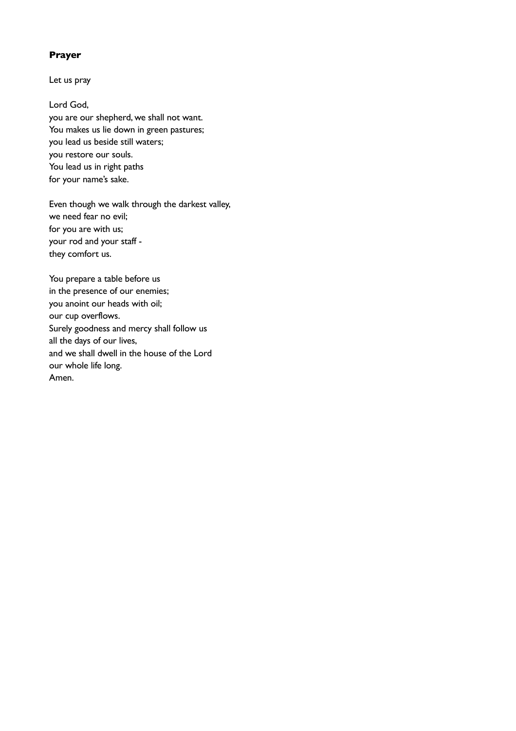**Prayer**

Let us pray

Lord God,
you are our shepherd, we shall not want.
You makes us lie down in green pastures;
you lead us beside still waters;
you restore our souls.
You lead us in right paths
for your name's sake.

Even though we walk through the darkest valley,
we need fear no evil;
for you are with us;
your rod and your staff -
they comfort us.

You prepare a table before us
in the presence of our enemies;
you anoint our heads with oil;
our cup overflows.
Surely goodness and mercy shall follow us
all the days of our lives,
and we shall dwell in the house of the Lord
our whole life long.
Amen.